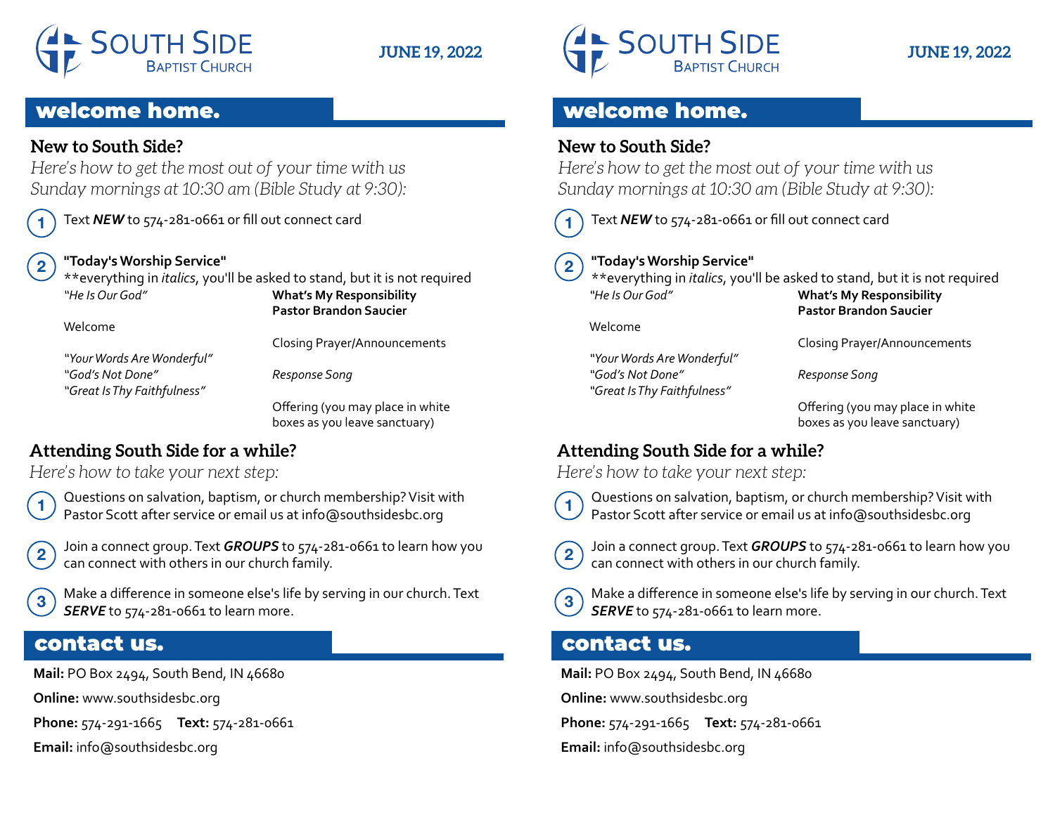# SOUTH SIDE BAPTIST CHURCH

**JUNE 19, 2022**

## welcome home.

### New to South Side?

*Here's how to get the most out of your time with us Sunday mornings at 10:30 am (Bible Study at 9:30):*

1. Text ***NEW*** to 574-281-0661 or fill out connect card

2. **"Today's Worship Service"**
   **everything in *italics*, you'll be asked to stand, but it is not required

   *"He Is Our God"*

   Welcome

   *"Your Words Are Wonderful"*
   *"God's Not Done"*
   *"Great Is Thy Faithfulness"*

   **What's My Responsibility**
   **Pastor Brandon Saucier**

   Closing Prayer/Announcements

   *Response Song*

   Offering (you may place in white boxes as you leave sanctuary)

### Attending South Side for a while?

*Here's how to take your next step:*

1. Questions on salvation, baptism, or church membership? Visit with Pastor Scott after service or email us at info@southsidesbc.org

2. Join a connect group. Text ***GROUPS*** to 574-281-0661 to learn how you can connect with others in our church family.

3. Make a difference in someone else's life by serving in our church. Text ***SERVE*** to 574-281-0661 to learn more.

## contact us.

**Mail:** PO Box 2494, South Bend, IN 46680

**Online:** www.southsidesbc.org

**Phone:** 574-291-1665 **Text:** 574-281-0661

**Email:** info@southsidesbc.org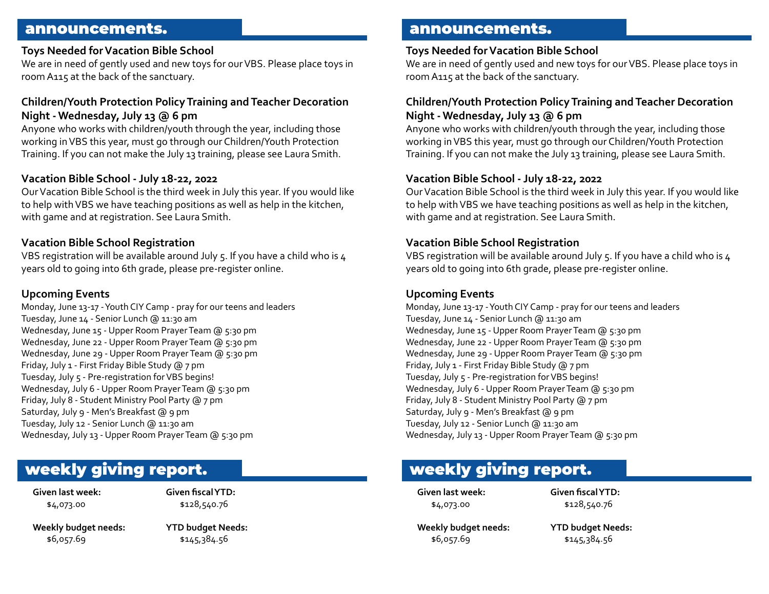## announcements.

**Toys Needed for Vacation Bible School**

We are in need of gently used and new toys for our VBS. Please place toys in room A115 at the back of the sanctuary.

**Children/Youth Protection Policy Training and Teacher Decoration Night - Wednesday, July 13 @ 6 pm**

Anyone who works with children/youth through the year, including those working in VBS this year, must go through our Children/Youth Protection Training. If you can not make the July 13 training, please see Laura Smith.

**Vacation Bible School - July 18-22, 2022**

Our Vacation Bible School is the third week in July this year. If you would like to help with VBS we have teaching positions as well as help in the kitchen, with game and at registration. See Laura Smith.

**Vacation Bible School Registration**

VBS registration will be available around July 5. If you have a child who is 4 years old to going into 6th grade, please pre-register online.

**Upcoming Events**

Monday, June 13-17 - Youth CIY Camp - pray for our teens and leaders
Tuesday, June 14 - Senior Lunch @ 11:30 am
Wednesday, June 15 - Upper Room Prayer Team @ 5:30 pm
Wednesday, June 22 - Upper Room Prayer Team @ 5:30 pm
Wednesday, June 29 - Upper Room Prayer Team @ 5:30 pm
Friday, July 1 - First Friday Bible Study @ 7 pm
Tuesday, July 5 - Pre-registration for VBS begins!
Wednesday, July 6 - Upper Room Prayer Team @ 5:30 pm
Friday, July 8 - Student Ministry Pool Party @ 7 pm
Saturday, July 9 - Men's Breakfast @ 9 pm
Tuesday, July 12 - Senior Lunch @ 11:30 am
Wednesday, July 13 - Upper Room Prayer Team @ 5:30 pm

## weekly giving report.

**Given last week:**
$4,073.00

**Given fiscal YTD:**
$128,540.76

**Weekly budget needs:**
$6,057.69

**YTD budget Needs:**
$145,384.56

## announcements.

**Toys Needed for Vacation Bible School**

We are in need of gently used and new toys for our VBS. Please place toys in room A115 at the back of the sanctuary.

**Children/Youth Protection Policy Training and Teacher Decoration Night - Wednesday, July 13 @ 6 pm**

Anyone who works with children/youth through the year, including those working in VBS this year, must go through our Children/Youth Protection Training. If you can not make the July 13 training, please see Laura Smith.

**Vacation Bible School - July 18-22, 2022**

Our Vacation Bible School is the third week in July this year. If you would like to help with VBS we have teaching positions as well as help in the kitchen, with game and at registration. See Laura Smith.

**Vacation Bible School Registration**

VBS registration will be available around July 5. If you have a child who is 4 years old to going into 6th grade, please pre-register online.

**Upcoming Events**

Monday, June 13-17 - Youth CIY Camp - pray for our teens and leaders
Tuesday, June 14 - Senior Lunch @ 11:30 am
Wednesday, June 15 - Upper Room Prayer Team @ 5:30 pm
Wednesday, June 22 - Upper Room Prayer Team @ 5:30 pm
Wednesday, June 29 - Upper Room Prayer Team @ 5:30 pm
Friday, July 1 - First Friday Bible Study @ 7 pm
Tuesday, July 5 - Pre-registration for VBS begins!
Wednesday, July 6 - Upper Room Prayer Team @ 5:30 pm
Friday, July 8 - Student Ministry Pool Party @ 7 pm
Saturday, July 9 - Men's Breakfast @ 9 pm
Tuesday, July 12 - Senior Lunch @ 11:30 am
Wednesday, July 13 - Upper Room Prayer Team @ 5:30 pm

## weekly giving report.

**Given last week:**
$4,073.00

**Given fiscal YTD:**
$128,540.76

**Weekly budget needs:**
$6,057.69

**YTD budget Needs:**
$145,384.56